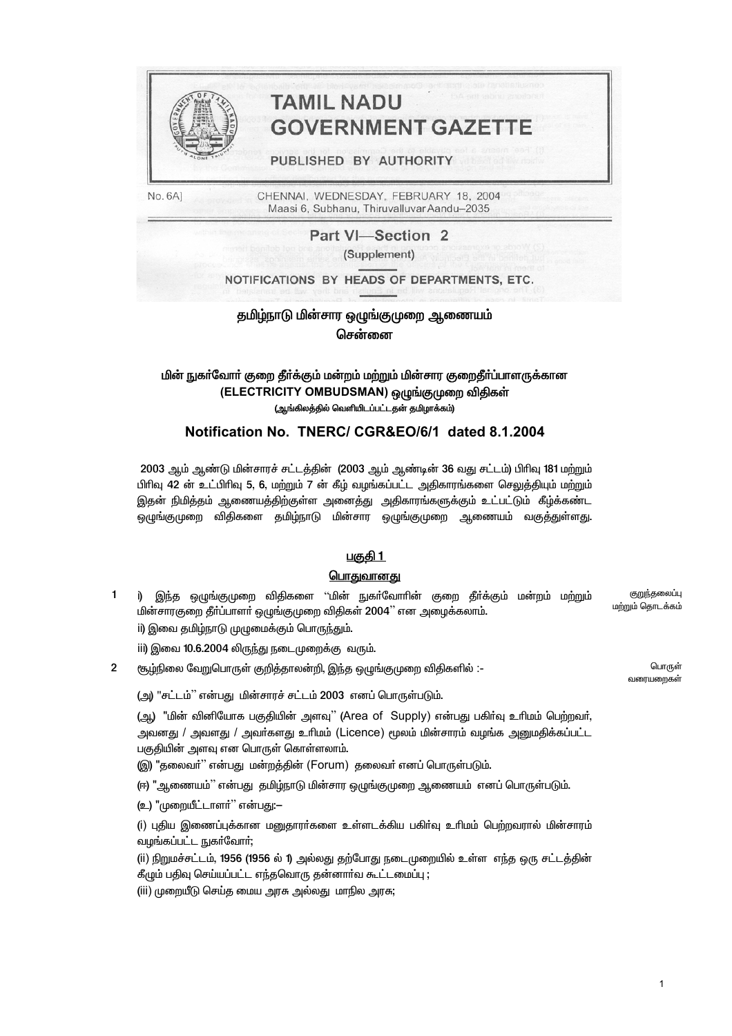# TAMIL NADU GOVERNMENT GAZETTE

PUBLISHED BY AUTHORITY

No. 6A] CHENNAI, WEDNESDAY, FEBRUARY 18, 2004
Maasi 6, Subhanu, Thiruvalluvar Aandu–2035

## Part VI—Section 2

(Supplement)

NOTIFICATIONS BY HEADS OF DEPARTMENTS, ETC.

## தமிழ்நாடு மின்சார ஒழுங்குமுறை ஆணையம்
## சென்னை

### மின் நுகர்வோர் குறை தீர்க்கும் மன்றம் மற்றும் மின்சார குறைதீர்ப்பாளருக்கான (ELECTRICITY OMBUDSMAN) ஒழுங்குமுறை விதிகள்

(ஆங்கிலத்தில் வெளியிடப்பட்டதன் தமிழாக்கம்)

### Notification No. TNERC/ CGR&EO/6/1 dated 8.1.2004

2003 ஆம் ஆண்டு மின்சாரச் சட்டத்தின் (2003 ஆம் ஆண்டின் 36 வது சட்டம்) பிரிவு 181 மற்றும் பிரிவு 42 ன் உட்பிரிவு 5, 6, மற்றும் 7 ன் கீழ் வழங்கப்பட்ட அதிகாரங்களை செலுத்தியும் மற்றும் இதன் நிமித்தம் ஆணையத்திற்குள்ள அனைத்து அதிகாரங்களுக்கும் உட்பட்டும் கீழ்க்கண்ட ஒழுங்குமுறை விதிகளை தமிழ்நாடு மின்சார ஒழுங்குமுறை ஆணையம் வகுத்துள்ளது.

## பகுதி 1

## பொதுவானது

1 குறுந்தலைப்பு மற்றும் தொடக்கம்

i) இந்த ஒழுங்குமுறை விதிகளை "மின் நுகர்வோரின் குறை தீர்க்கும் மன்றம் மற்றும் மின்சாரகுறை தீர்ப்பாளர் ஒழுங்குமுறை விதிகள் 2004'' என அழைக்கலாம்.

ii) இவை தமிழ்நாடு முழுமைக்கும் பொருந்தும்.

iii) இவை 10.6.2004 லிருந்து நடைமுறைக்கு வரும்.

2 பொருள் வரையறைகள்

சூழ்நிலை வேறுபொருள் குறித்தாலன்றி, இந்த ஒழுங்குமுறை விதிகளில் :-

(அ) "சட்டம்'' என்பது மின்சாரச் சட்டம் 2003 எனப் பொருள்படும்.

(ஆ) "மின் வினியோக பகுதியின் அளவு'' (Area of Supply) என்பது பகிர்வு உரிமம் பெற்றவர், அவனது / அவளது / அவர்களது உரிமம் (Licence) மூலம் மின்சாரம் வழங்க அனுமதிக்கப்பட்ட பகுதியின் அளவு என பொருள் கொள்ளலாம்.

(இ) "தலைவர்'' என்பது மன்றத்தின் (Forum) தலைவர் எனப் பொருள்படும்.

(ஈ) "ஆணையம்'' என்பது தமிழ்நாடு மின்சார ஒழுங்குமுறை ஆணையம் எனப் பொருள்படும்.

(உ) "முறையீட்டாளர்'' என்பது:–

(i) புதிய இணைப்புக்கான மனுதாரர்களை உள்ளடக்கிய பகிர்வு உரிமம் பெற்றவரால் மின்சாரம் வழங்கப்பட்ட நுகர்வோர்;

(ii) நிறுமச்சட்டம், 1956 (1956 ல் 1) அல்லது தற்போது நடைமுறையில் உள்ள எந்த ஒரு சட்டத்தின் கீழும் பதிவு செய்யப்பட்ட எந்தவொரு தன்னார்வ கூட்டமைப்பு ;

(iii) முறையீடு செய்த மைய அரசு அல்லது மாநில அரசு;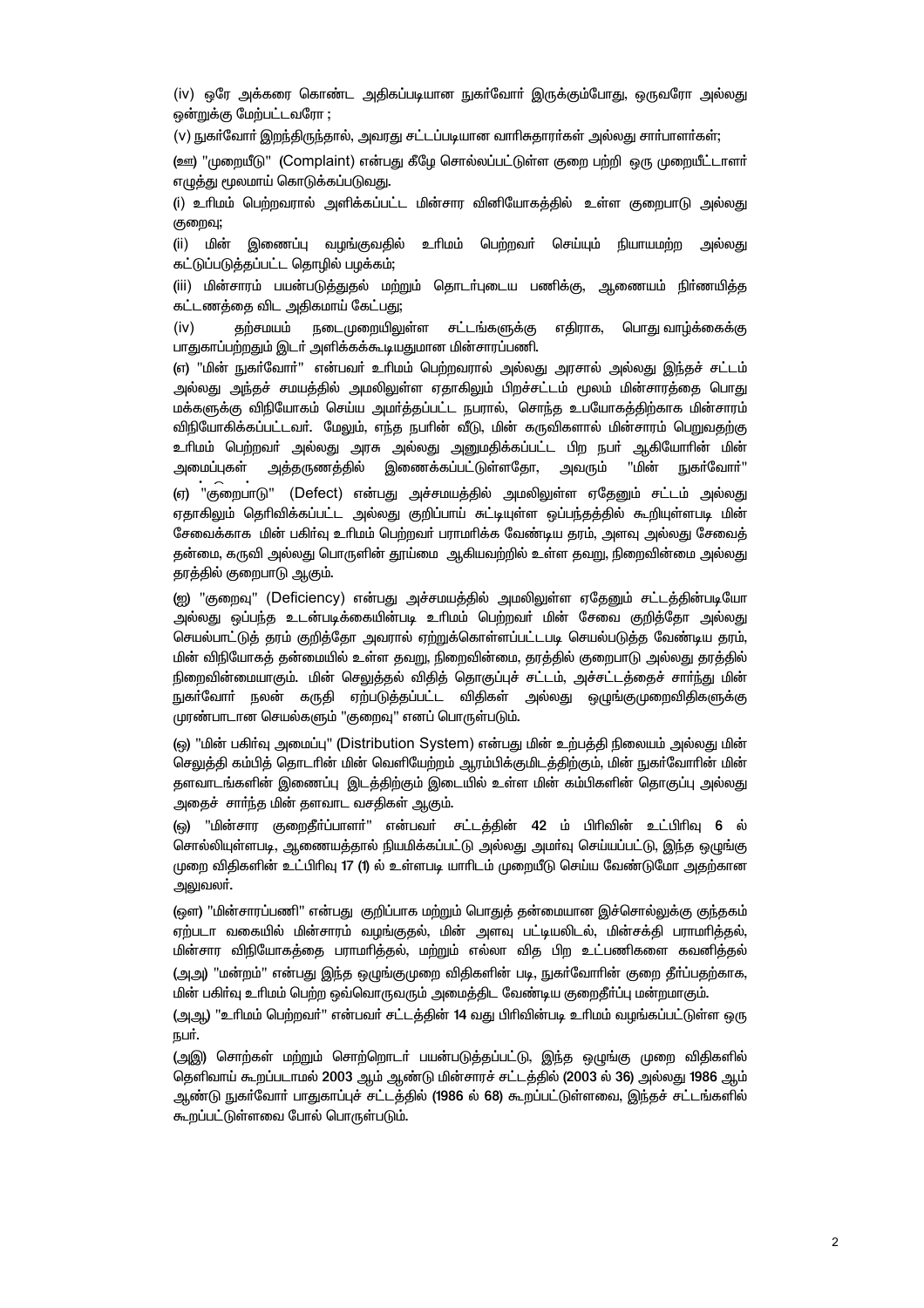(iv) ஒரே அக்கரை கொண்ட அதிகப்படியான நுகர்வோர் இருக்கும்போது, ஒருவரோ அல்லது ஒன்றுக்கு மேற்பட்டவரோ ;

(v) நுகர்வோர் இறந்திருந்தால், அவரது சட்டப்படியான வாரிசுதாரர்கள் அல்லது சார்பாளர்கள்;

(ஊ) "முறையீடு" (Complaint) என்பது கீழே சொல்லப்பட்டுள்ள குறை பற்றி ஒரு முறையீட்டாளர் எழுத்து மூலமாய் கொடுக்கப்படுவது.

(i) உரிமம் பெற்றவரால் அளிக்கப்பட்ட மின்சார வினியோகத்தில் உள்ள குறைபாடு அல்லது குறைவு;

(ii) மின் இணைப்பு வழங்குவதில் உரிமம் பெற்றவர் செய்யும் நியாயமற்ற அல்லது கட்டுப்படுத்தப்பட்ட தொழில் பழக்கம்;

(iii) மின்சாரம் பயன்படுத்துதல் மற்றும் தொடர்புடைய பணிக்கு, ஆணையம் நிர்ணயித்த கட்டணத்தை விட அதிகமாய் கேட்பது;

(iv) தற்சமயம் நடைமுறையிலுள்ள சட்டங்களுக்கு எதிராக, பொது வாழ்க்கைக்கு பாதுகாப்பற்றதும் இடர் அளிக்கக்கூடியதுமான மின்சாரப்பணி.

(எ) "மின் நுகர்வோர்" என்பவர் உரிமம் பெற்றவரால் அல்லது அரசால் அல்லது இந்தச் சட்டம் அல்லது அந்தச் சமயத்தில் அமலிலுள்ள ஏதாகிலும் பிறச்சட்டம் மூலம் மின்சாரத்தை பொது மக்களுக்கு விநியோகம் செய்ய அமர்த்தப்பட்ட நபரால், சொந்த உபயோகத்திற்காக மின்சாரம் விநியோகிக்கப்பட்டவர். மேலும், எந்த நபரின் வீடு, மின் கருவிகளால் மின்சாரம் பெறுவதற்கு உரிமம் பெற்றவர் அல்லது அரசு அல்லது அனுமதிக்கப்பட்ட பிற நபர் ஆகியோரின் மின் அமைப்புகள் அத்தருணத்தில் இணைக்கப்பட்டுள்ளதோ, அவரும் "மின் நுகர்வோர்"

(ஏ) "குறைபாடு" (Defect) என்பது அச்சமயத்தில் அமலிலுள்ள ஏதேனும் சட்டம் அல்லது ஏதாகிலும் தெரிவிக்கப்பட்ட அல்லது குறிப்பாய் சுட்டியுள்ள ஒப்பந்தத்தில் கூறியுள்ளபடி மின் சேவைக்காக மின் பகிர்வு உரிமம் பெற்றவர் பராமரிக்க வேண்டிய தரம், அளவு அல்லது சேவைத் தன்மை, கருவி அல்லது பொருளின் தூய்மை ஆகியவற்றில் உள்ள தவறு, நிறைவின்மை அல்லது தரத்தில் குறைபாடு ஆகும்.

(ஐ) "குறைவு" (Deficiency) என்பது அச்சமயத்தில் அமலிலுள்ள ஏதேனும் சட்டத்தின்படியோ அல்லது ஒப்பந்த உடன்படிக்கையின்படி உரிமம் பெற்றவர் மின் சேவை குறித்தோ அல்லது செயல்பாட்டுத் தரம் குறித்தோ அவரால் ஏற்றுக்கொள்ளப்பட்டபடி செயல்படுத்த வேண்டிய தரம், மின் விநியோகத் தன்மையில் உள்ள தவறு, நிறைவின்மை, தரத்தில் குறைபாடு அல்லது தரத்தில் நிறைவின்மையாகும். மின் செலுத்தல் விதித் தொகுப்புச் சட்டம், அச்சட்டத்தைச் சார்ந்து மின் நுகர்வோர் நலன் கருதி ஏற்படுத்தப்பட்ட விதிகள் அல்லது ஒழுங்குமுறைவிதிகளுக்கு முரண்பாடான செயல்களும் "குறைவு" எனப் பொருள்படும்.

(ஒ) "மின் பகிர்வு அமைப்பு" (Distribution System) என்பது மின் உற்பத்தி நிலையம் அல்லது மின் செலுத்தி கம்பித் தொடரின் மின் வெளியேற்றும் ஆரம்பிக்குமிடத்திற்கும், மின் நுகர்வோரின் மின் தளவாடங்களின் இணைப்பு இடத்திற்கும் இடையில் உள்ள மின் கம்பிகளின் தொகுப்பு அல்லது அதைச் சார்ந்த மின் தளவாட வசதிகள் ஆகும்.

(ஓ) "மின்சார குறைதீர்ப்பாளர்" என்பவர் சட்டத்தின் 42 ம் பிரிவின் உட்பிரிவு 6 ல் சொல்லியுள்ளபடி, ஆணையத்தால் நியமிக்கப்பட்டு அல்லது அமர்வு செய்யப்பட்டு, இந்த ஒழுங்கு முறை விதிகளின் உட்பிரிவு 17 (1) ல் உள்ளபடி யாரிடம் முறையீடு செய்ய வேண்டுமோ அதற்கான அலுவலர்.

(ஔ) "மின்சாரப்பணி" என்பது குறிப்பாக மற்றும் பொதுத் தன்மையான இச்சொல்லுக்கு குந்தகம் ஏற்படா வகையில் மின்சாரம் வழங்குதல், மின் அளவு பட்டியலிடல், மின்சக்தி பராமரித்தல், மின்சார விநியோகத்தை பராமரித்தல், மற்றும் எல்லா வித பிற உட்பணிகளை கவனித்தல்

(அஅ) "மன்றம்" என்பது இந்த ஒழுங்குமுறை விதிகளின் படி, நுகர்வோரின் குறை தீர்ப்பதற்காக, மின் பகிர்வு உரிமம் பெற்ற ஒவ்வொருவரும் அமைத்திட வேண்டிய குறைதீர்ப்பு மன்றமாகும்.

(அஆ) "உரிமம் பெற்றவர்" என்பவர் சட்டத்தின் 14 வது பிரிவின்படி உரிமம் வழங்கப்பட்டுள்ள ஒரு நபர்.

(அஇ) சொற்கள் மற்றும் சொற்றொடர் பயன்படுத்தப்பட்டு, இந்த ஒழுங்கு முறை விதிகளில் தெளிவாய் கூறப்படாமல் 2003 ஆம் ஆண்டு மின்சாரச் சட்டத்தில் (2003 ல் 36) அல்லது 1986 ஆம் ஆண்டு நுகர்வோர் பாதுகாப்புச் சட்டத்தில் (1986 ல் 68) கூறப்பட்டுள்ளவை, இந்தச் சட்டங்களில் கூறப்பட்டுள்ளவை போல் பொருள்படும்.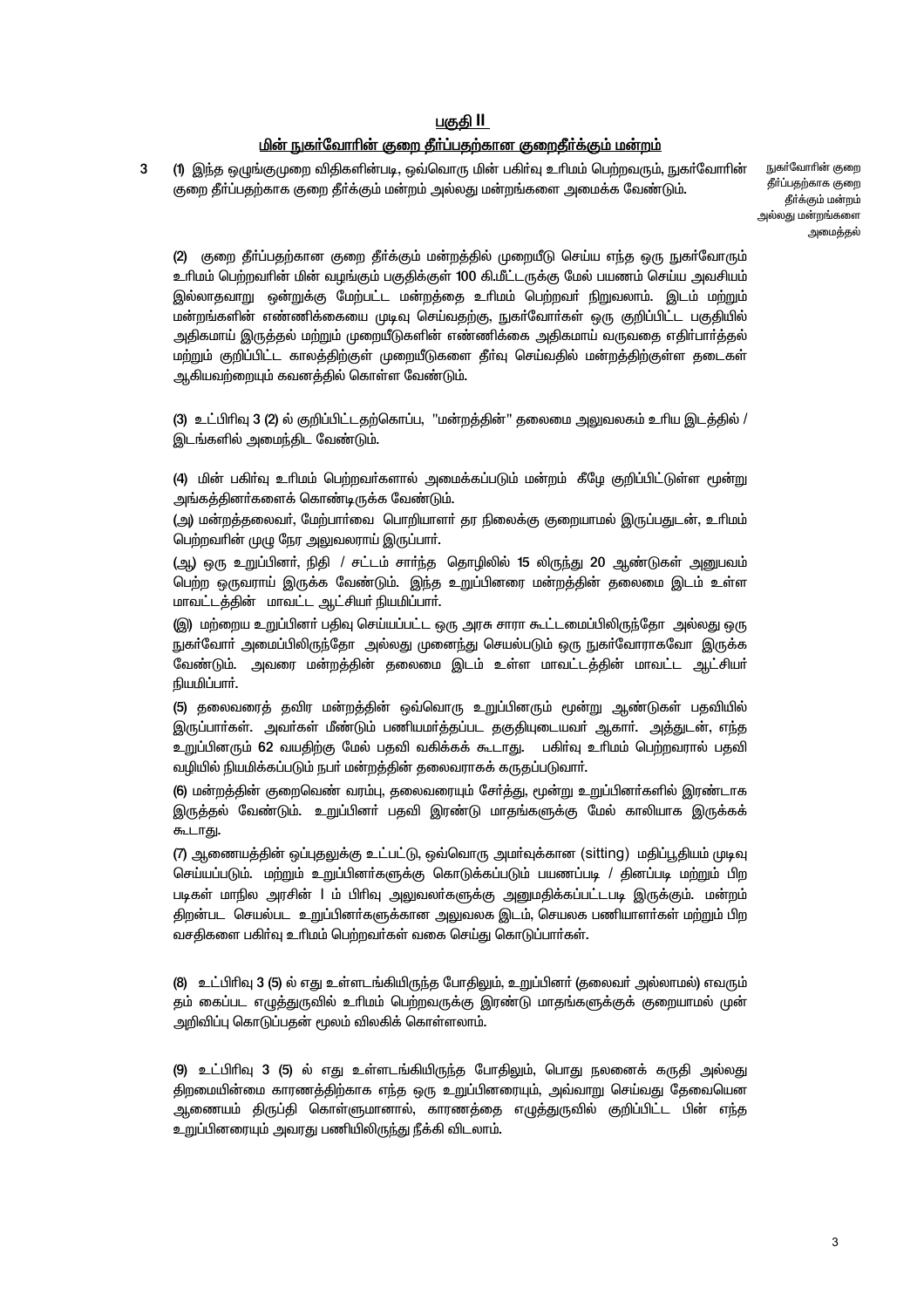## பகுதி II

## மின் நுகர்வோரின் குறை தீர்ப்பதற்கான குறைதீர்க்கும் மன்றம்

*நுகர்வோரின் குறை தீர்ப்பதற்காக குறை தீர்க்கும் மன்றம் அல்லது மன்றங்களை அமைத்தல்*

3 (1) இந்த ஒழுங்குமுறை விதிகளின்படி, ஒவ்வொரு மின் பகிர்வு உரிமம் பெற்றவரும், நுகர்வோரின் குறை தீர்ப்பதற்காக குறை தீர்க்கும் மன்றம் அல்லது மன்றங்களை அமைக்க வேண்டும்.

(2) குறை தீர்ப்பதற்கான குறை தீர்க்கும் மன்றத்தில் முறையீடு செய்ய எந்த ஒரு நுகர்வோரும் உரிமம் பெற்றவரின் மின் வழங்கும் பகுதிக்குள் 100 கி.மீட்டருக்கு மேல் பயணம் செய்ய அவசியம் இல்லாதவாறு ஒன்றுக்கு மேற்பட்ட மன்றத்தை உரிமம் பெற்றவர் நிறுவலாம். இடம் மற்றும் மன்றங்களின் எண்ணிக்கையை முடிவு செய்வதற்கு, நுகர்வோர்கள் ஒரு குறிப்பிட்ட பகுதியில் அதிகமாய் இருத்தல் மற்றும் முறையீடுகளின் எண்ணிக்கை அதிகமாய் வருவதை எதிர்பார்த்தல் மற்றும் குறிப்பிட்ட காலத்திற்குள் முறையீடுகளை தீர்வு செய்வதில் மன்றத்திற்குள்ள தடைகள் ஆகியவற்றையும் கவனத்தில் கொள்ள வேண்டும்.

(3) உட்பிரிவு 3 (2) ல் குறிப்பிட்டதற்கொப்ப, "மன்றத்தின்" தலைமை அலுவலகம் உரிய இடத்தில் / இடங்களில் அமைந்திட வேண்டும்.

(4) மின் பகிர்வு உரிமம் பெற்றவர்களால் அமைக்கப்படும் மன்றம் கீழே குறிப்பிட்டுள்ள மூன்று அங்கத்தினர்களைக் கொண்டிருக்க வேண்டும்.

(அ) மன்றத்தலைவர், மேற்பார்வை பொறியாளர் தர நிலைக்கு குறையாமல் இருப்பதுடன், உரிமம் பெற்றவரின் முழு நேர அலுவலராய் இருப்பார்.

(ஆ) ஒரு உறுப்பினர், நிதி / சட்டம் சார்ந்த தொழிலில் 15 லிருந்து 20 ஆண்டுகள் அனுபவம் பெற்ற ஒருவராய் இருக்க வேண்டும். இந்த உறுப்பினரை மன்றத்தின் தலைமை இடம் உள்ள மாவட்டத்தின் மாவட்ட ஆட்சியர் நியமிப்பார்.

(இ) மற்றைய உறுப்பினர் பதிவு செய்யப்பட்ட ஒரு அரசு சாரா கூட்டமைப்பிலிருந்தோ அல்லது ஒரு நுகர்வோர் அமைப்பிலிருந்தோ அல்லது முனைந்து செயல்படும் ஒரு நுகர்வோராகவோ இருக்க வேண்டும். அவரை மன்றத்தின் தலைமை இடம் உள்ள மாவட்டத்தின் மாவட்ட ஆட்சியர் நியமிப்பார்.

(5) தலைவரைத் தவிர மன்றத்தின் ஒவ்வொரு உறுப்பினரும் மூன்று ஆண்டுகள் பதவியில் இருப்பார்கள். அவர்கள் மீண்டும் பணியமர்த்தப்பட தகுதியுடையவர் ஆகார். அத்துடன், எந்த உறுப்பினரும் 62 வயதிற்கு மேல் பதவி வகிக்கக் கூடாது. பகிர்வு உரிமம் பெற்றவரால் பதவி வழியில் நியமிக்கப்படும் நபர் மன்றத்தின் தலைவராகக் கருதப்படுவார்.

(6) மன்றத்தின் குறைவெண் வரம்பு, தலைவரையும் சேர்த்து, மூன்று உறுப்பினர்களில் இரண்டாக இருத்தல் வேண்டும். உறுப்பினர் பதவி இரண்டு மாதங்களுக்கு மேல் காலியாக இருக்கக் கூடாது.

(7) ஆணையத்தின் ஒப்புதலுக்கு உட்பட்டு, ஒவ்வொரு அமர்வுக்கான (sitting) மதிப்பூதியம் முடிவு செய்யப்படும். மற்றும் உறுப்பினர்களுக்கு கொடுக்கப்படும் பயணப்படி / தினப்படி மற்றும் பிற படிகள் மாநில அரசின் I ம் பிரிவு அலுவலர்களுக்கு அனுமதிக்கப்பட்டபடி இருக்கும். மன்றம் திறன்பட செயல்பட உறுப்பினர்களுக்கான அலுவலக இடம், செயலக பணியாளர்கள் மற்றும் பிற வசதிகளை பகிர்வு உரிமம் பெற்றவர்கள் வகை செய்து கொடுப்பார்கள்.

(8) உட்பிரிவு 3 (5) ல் எது உள்ளடங்கியிருந்த போதிலும், உறுப்பினர் (தலைவர் அல்லாமல்) எவரும் தம் கைப்பட எழுத்துருவில் உரிமம் பெற்றவருக்கு இரண்டு மாதங்களுக்குக் குறையாமல் முன் அறிவிப்பு கொடுப்பதன் மூலம் விலகிக் கொள்ளலாம்.

(9) உட்பிரிவு 3 (5) ல் எது உள்ளடங்கியிருந்த போதிலும், பொது நலனைக் கருதி அல்லது திறமையின்மை காரணத்திற்காக எந்த ஒரு உறுப்பினரையும், அவ்வாறு செய்வது தேவையென ஆணையம் திருப்தி கொள்ளுமானால், காரணத்தை எழுத்துருவில் குறிப்பிட்ட பின் எந்த உறுப்பினரையும் அவரது பணியிலிருந்து நீக்கி விடலாம்.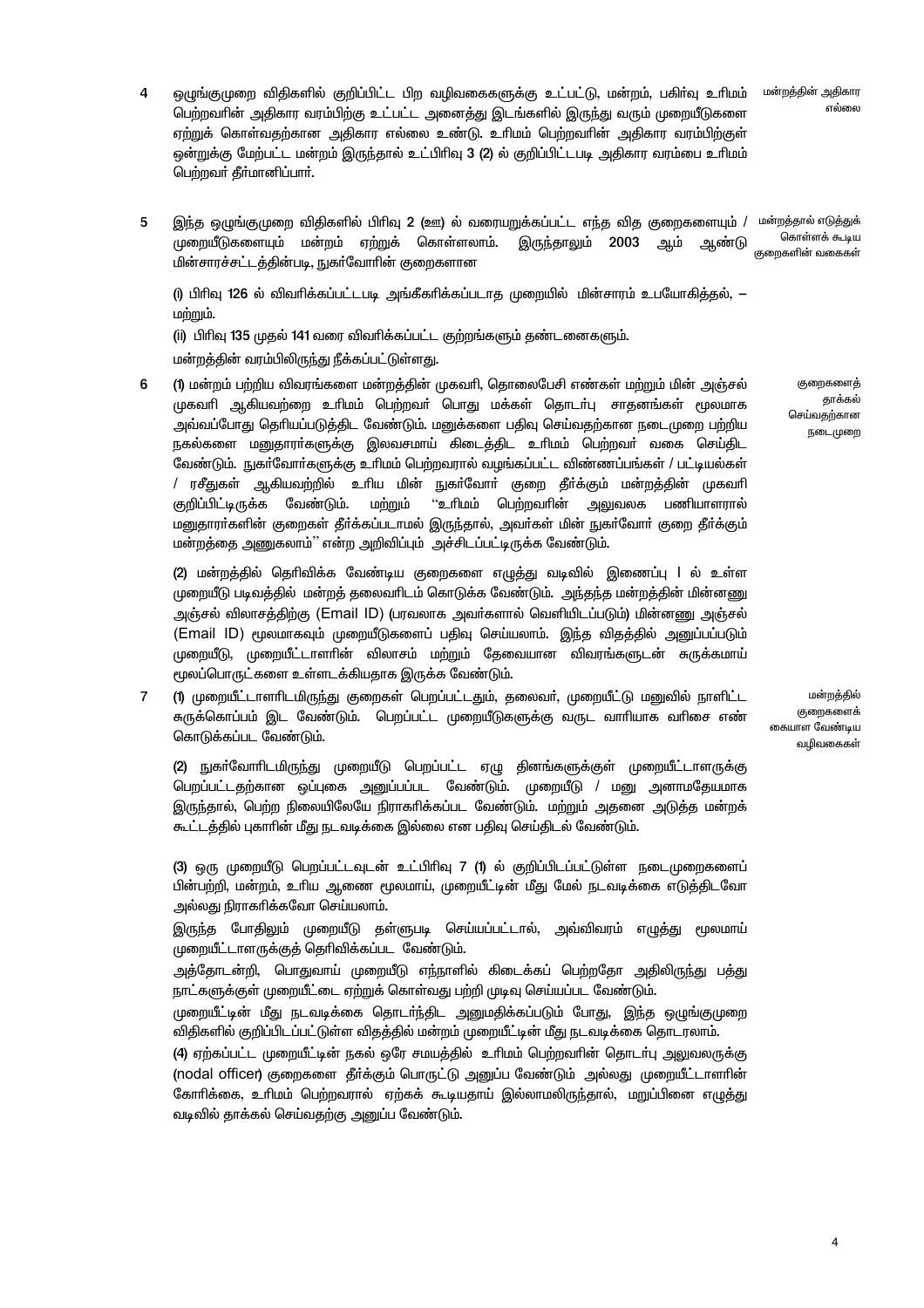**4** ஒழுங்குமுறை விதிகளில் குறிப்பிட்ட பிற வழிவகைகளுக்கு உட்பட்டு, மன்றம், பகிர்வு உரிமம் பெற்றவரின் அதிகார வரம்பிற்கு உட்பட்ட அனைத்து இடங்களில் இருந்து வரும் முறையீடுகளை ஏற்றுக் கொள்வதற்கான அதிகார எல்லை உண்டு. உரிமம் பெற்றவரின் அதிகார வரம்பிற்குள் ஒன்றுக்கு மேற்பட்ட மன்றம் இருந்தால் உட்பிரிவு 3 (2) ல் குறிப்பிட்டபடி அதிகார வரம்பை உரிமம் பெற்றவர் தீர்மானிப்பார்.

*மன்றத்தின் அதிகார எல்லை*

**5** இந்த ஒழுங்குமுறை விதிகளில் பிரிவு 2 (ஊ) ல் வரையறுக்கப்பட்ட எந்த வித குறைகளையும் / முறையீடுகளையும் மன்றம் ஏற்றுக் கொள்ளலாம். இருந்தாலும் 2003 ஆம் ஆண்டு மின்சாரச்சட்டத்தின்படி, நுகர்வோரின் குறைகளான

*மன்றத்தால் எடுத்துக் கொள்ளக் கூடிய குறைகளின் வகைகள்*

(i) பிரிவு 126 ல் விவரிக்கப்பட்டபடி அங்கீகரிக்கப்படாத முறையில் மின்சாரம் உபயோகித்தல், – மற்றும்.

(ii) பிரிவு 135 முதல் 141 வரை விவரிக்கப்பட்ட குற்றங்களும் தண்டனைகளும்.

மன்றத்தின் வரம்பிலிருந்து நீக்கப்பட்டுள்ளது.

**6** (1) மன்றம் பற்றிய விவரங்களை மன்றத்தின் முகவரி, தொலைபேசி எண்கள் மற்றும் மின் அஞ்சல் முகவரி ஆகியவற்றை உரிமம் பெற்றவர் பொது மக்கள் தொடர்பு சாதனங்கள் மூலமாக அவ்வப்போது தெரியப்படுத்திட வேண்டும். மனுக்களை பதிவு செய்வதற்கான நடைமுறை பற்றிய நகல்களை மனுதாரர்களுக்கு இலவசமாய் கிடைத்திட உரிமம் பெற்றவர் வகை செய்திட வேண்டும். நுகர்வோர்களுக்கு உரிமம் பெற்றவரால் வழங்கப்பட்ட விண்ணப்பங்கள் / பட்டியல்கள் / ரசீதுகள் ஆகியவற்றில் உரிய மின் நுகர்வோர் குறை தீர்க்கும் மன்றத்தின் முகவரி குறிப்பிட்டிருக்க வேண்டும். மற்றும் ''உரிமம் பெற்றவரின் அலுவலக பணியாளரால் மனுதாரர்களின் குறைகள் தீர்க்கப்படாமல் இருந்தால், அவர்கள் மின் நுகர்வோர் குறை தீர்க்கும் மன்றத்தை அணுகலாம்'' என்ற அறிவிப்பும் அச்சிடப்பட்டிருக்க வேண்டும்.

*குறைகளைத் தாக்கல் செய்வதற்கான நடைமுறை*

(2) மன்றத்தில் தெரிவிக்க வேண்டிய குறைகளை எழுத்து வடிவில் இணைப்பு I ல் உள்ள முறையீடு படிவத்தில் மன்றத் தலைவரிடம் கொடுக்க வேண்டும். அந்தந்த மன்றத்தின் மின்னணு அஞ்சல் விலாசத்திற்கு (Email ID) (பரவலாக அவர்களால் வெளியிடப்படும்) மின்னணு அஞ்சல் (Email ID) மூலமாகவும் முறையீடுகளைப் பதிவு செய்யலாம். இந்த விதத்தில் அனுப்பப்படும் முறையீடு, முறையீட்டாளரின் விலாசம் மற்றும் தேவையான விவரங்களுடன் சுருக்கமாய் மூலப்பொருட்களை உள்ளடக்கியதாக இருக்க வேண்டும்.

**7** (1) முறையீட்டாளரிடமிருந்து குறைகள் பெறப்பட்டதும், தலைவர், முறையீட்டு மனுவில் நாளிட்ட சுருக்கொப்பம் இட வேண்டும். பெறப்பட்ட முறையீடுகளுக்கு வருட வாரியாக வரிசை எண் கொடுக்கப்பட வேண்டும்.

*மன்றத்தில் குறைகளைக் கையாள வேண்டிய வழிவகைகள்*

(2) நுகர்வோரிடமிருந்து முறையீடு பெறப்பட்ட ஏழு தினங்களுக்குள் முறையீட்டாளருக்கு பெறப்பட்டதற்கான ஒப்புகை அனுப்பப்பட வேண்டும். முறையீடு / மனு அனாமதேயமாக இருந்தால், பெற்ற நிலையிலேயே நிராகரிக்கப்பட வேண்டும். மற்றும் அதனை அடுத்த மன்றக் கூட்டத்தில் புகாரின் மீது நடவடிக்கை இல்லை என பதிவு செய்திடல் வேண்டும்.

(3) ஒரு முறையீடு பெறப்பட்டவுடன் உட்பிரிவு 7 (1) ல் குறிப்பிடப்பட்டுள்ள நடைமுறைகளைப் பின்பற்றி, மன்றம், உரிய ஆணை மூலமாய், முறையீட்டின் மீது மேல் நடவடிக்கை எடுத்திடவோ அல்லது நிராகரிக்கவோ செய்யலாம்.

இருந்த போதிலும் முறையீடு தள்ளுபடி செய்யப்பட்டால், அவ்விவரம் எழுத்து மூலமாய் முறையீட்டாளருக்குத் தெரிவிக்கப்பட வேண்டும்.

அத்தோடன்றி, பொதுவாய் முறையீடு எந்நாளில் கிடைக்கப் பெற்றதோ அதிலிருந்து பத்து நாட்களுக்குள் முறையீட்டை ஏற்றுக் கொள்வது பற்றி முடிவு செய்யப்பட வேண்டும்.

முறையீட்டின் மீது நடவடிக்கை தொடர்ந்திட அனுமதிக்கப்படும் போது, இந்த ஒழுங்குமுறை விதிகளில் குறிப்பிடப்பட்டுள்ள விதத்தில் மன்றம் முறையீட்டின் மீது நடவடிக்கை தொடரலாம்.

(4) ஏற்கப்பட்ட முறையீட்டின் நகல் ஒரே சமயத்தில் உரிமம் பெற்றவரின் தொடர்பு அலுவலருக்கு (nodal officer) குறைகளை தீர்க்கும் பொருட்டு அனுப்ப வேண்டும் அல்லது முறையீட்டாளரின் கோரிக்கை, உரிமம் பெற்றவரால் ஏற்கக் கூடியதாய் இல்லாமலிருந்தால், மறுப்பினை எழுத்து வடிவில் தாக்கல் செய்வதற்கு அனுப்ப வேண்டும்.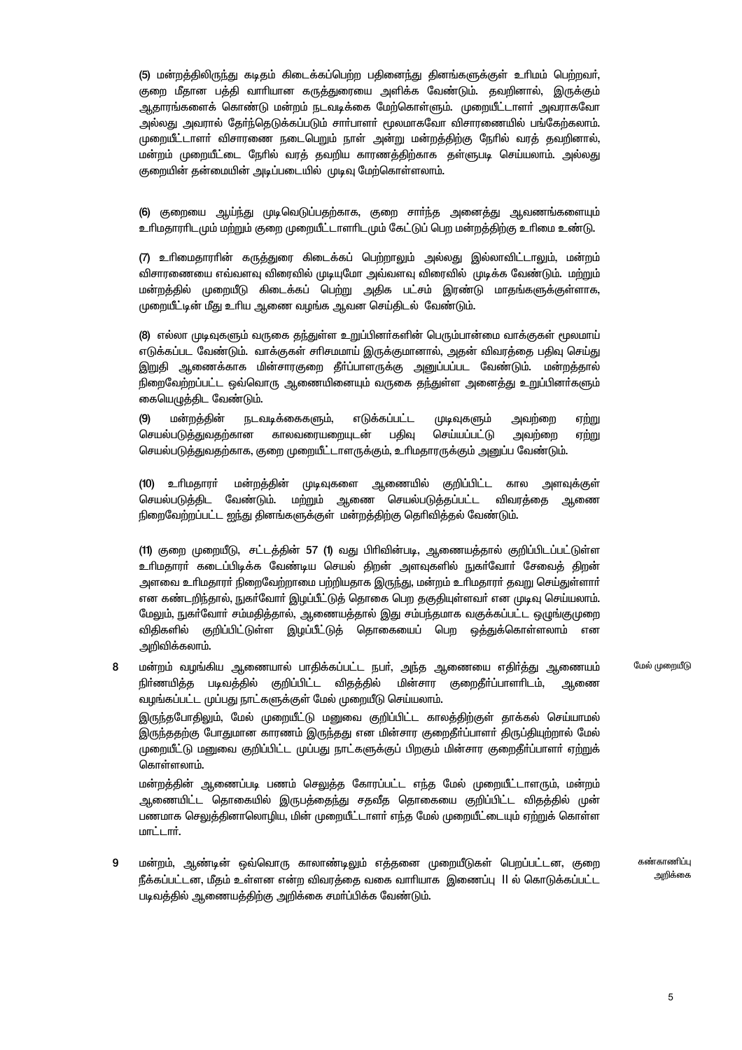(5) மன்றத்திலிருந்து கடிதம் கிடைக்கப்பெற்ற பதினைந்து தினங்களுக்குள் உரிமம் பெற்றவர், குறை மீதான பத்தி வாரியான கருத்துரையை அளிக்க வேண்டும். தவறினால், இருக்கும் ஆதாரங்களைக் கொண்டு மன்றம் நடவடிக்கை மேற்கொள்ளும். முறையீட்டாளர் அவராகவோ அல்லது அவரால் தேர்ந்தெடுக்கப்படும் சார்பாளர் மூலமாகவோ விசாரணையில் பங்கேற்கலாம். முறையீட்டாளர் விசாரணை நடைபெறும் நாள் அன்று மன்றத்திற்கு நேரில் வரத் தவறினால், மன்றம் முறையீட்டை நேரில் வரத் தவறிய காரணத்திற்காக தள்ளுபடி செய்யலாம். அல்லது குறையின் தன்மையின் அடிப்படையில் முடிவு மேற்கொள்ளலாம்.

(6) குறையை ஆய்ந்து முடிவெடுப்பதற்காக, குறை சார்ந்த அனைத்து ஆவணங்களையும் உரிமதாரரிடமும் மற்றும் குறை முறையீட்டாளரிடமும் கேட்டுப் பெற மன்றத்திற்கு உரிமை உண்டு.

(7) உரிமைதாரரின் கருத்துரை கிடைக்கப் பெற்றாலும் அல்லது இல்லாவிட்டாலும், மன்றம் விசாரணையை எவ்வளவு விரைவில் முடியுமோ அவ்வளவு விரைவில் முடிக்க வேண்டும். மற்றும் மன்றத்தில் முறையீடு கிடைக்கப் பெற்று அதிக பட்சம் இரண்டு மாதங்களுக்குள்ளாக, முறையீட்டின் மீது உரிய ஆணை வழங்க ஆவன செய்திடல் வேண்டும்.

(8) எல்லா முடிவுகளும் வருகை தந்துள்ள உறுப்பினர்களின் பெரும்பான்மை வாக்குகள் மூலமாய் எடுக்கப்பட வேண்டும். வாக்குகள் சரிசமமாய் இருக்குமானால், அதன் விவரத்தை பதிவு செய்து இறுதி ஆணைக்காக மின்சாரகுறை தீர்ப்பாளருக்கு அனுப்பப்பட வேண்டும். மன்றத்தால் நிறைவேற்றப்பட்ட ஒவ்வொரு ஆணையினையும் வருகை தந்துள்ள அனைத்து உறுப்பினர்களும் கையெழுத்திட வேண்டும்.

(9) மன்றத்தின் நடவடிக்கைகளும், எடுக்கப்பட்ட முடிவுகளும் அவற்றை ஏற்று செயல்படுத்துவதற்கான காலவரையறையுடன் பதிவு செய்யப்பட்டு அவற்றை ஏற்று செயல்படுத்துவதற்காக, குறை முறையீட்டாளருக்கும், உரிமதாரருக்கும் அனுப்ப வேண்டும்.

(10) உரிமதாரர் மன்றத்தின் முடிவுகளை ஆணையில் குறிப்பிட்ட கால அளவுக்குள் செயல்படுத்திட வேண்டும். மற்றும் ஆணை செயல்படுத்தப்பட்ட விவரத்தை ஆணை நிறைவேற்றப்பட்ட ஐந்து தினங்களுக்குள் மன்றத்திற்கு தெரிவித்தல் வேண்டும்.

(11) குறை முறையீடு, சட்டத்தின் 57 (1) வது பிரிவின்படி, ஆணையத்தால் குறிப்பிடப்பட்டுள்ள உரிமதாரர் கடைப்பிடிக்க வேண்டிய செயல் திறன் அளவுகளில் நுகர்வோர் சேவைத் திறன் அளவை உரிமதாரர் நிறைவேற்றாமை பற்றியதாக இருந்து, மன்றம் உரிமதாரர் தவறு செய்துள்ளார் என கண்டறிந்தால், நுகர்வோர் இழப்பீட்டுத் தொகை பெற தகுதியுள்ளவர் என முடிவு செய்யலாம். மேலும், நுகர்வோர் சம்மதித்தால், ஆணையத்தால் இது சம்பந்தமாக வகுக்கப்பட்ட ஒழுங்குமுறை விதிகளில் குறிப்பிட்டுள்ள இழப்பீட்டுத் தொகையைப் பெற ஒத்துக்கொள்ளலாம் என அறிவிக்கலாம்.

**8** மன்றம் வழங்கிய ஆணையால் பாதிக்கப்பட்ட நபர், அந்த ஆணையை எதிர்த்து ஆணையம் நிர்ணயித்த படிவத்தில் குறிப்பிட்ட விதத்தில் மின்சார குறைதீர்ப்பாளரிடம், ஆணை வழங்கப்பட்ட முப்பது நாட்களுக்குள் மேல் முறையீடு செய்யலாம். *(மேல் முறையீடு)*

இருந்தபோதிலும், மேல் முறையீட்டு மனுவை குறிப்பிட்ட காலத்திற்குள் தாக்கல் செய்யாமல் இருந்ததற்கு போதுமான காரணம் இருந்தது என மின்சார குறைதீர்ப்பாளர் திருப்தியுற்றால் மேல் முறையீட்டு மனுவை குறிப்பிட்ட முப்பது நாட்களுக்குப் பிறகும் மின்சார குறைதீர்ப்பாளர் ஏற்றுக் கொள்ளலாம்.

மன்றத்தின் ஆணைப்படி பணம் செலுத்த கோரப்பட்ட எந்த மேல் முறையீட்டாளரும், மன்றம் ஆணையிட்ட தொகையில் இருபத்தைந்து சதவீத தொகையை குறிப்பிட்ட விதத்தில் முன் பணமாக செலுத்தினாலொழிய, மின் முறையீட்டாளர் எந்த மேல் முறையீட்டையும் ஏற்றுக் கொள்ள மாட்டார்.

**9** மன்றம், ஆண்டின் ஒவ்வொரு காலாண்டிலும் எத்தனை முறையீடுகள் பெறப்பட்டன, குறை நீக்கப்பட்டன, மீதம் உள்ளன என்ற விவரத்தை வகை வாரியாக இணைப்பு II ல் கொடுக்கப்பட்ட படிவத்தில் ஆணையத்திற்கு அறிக்கை சமர்ப்பிக்க வேண்டும். *(கண்காணிப்பு அறிக்கை)*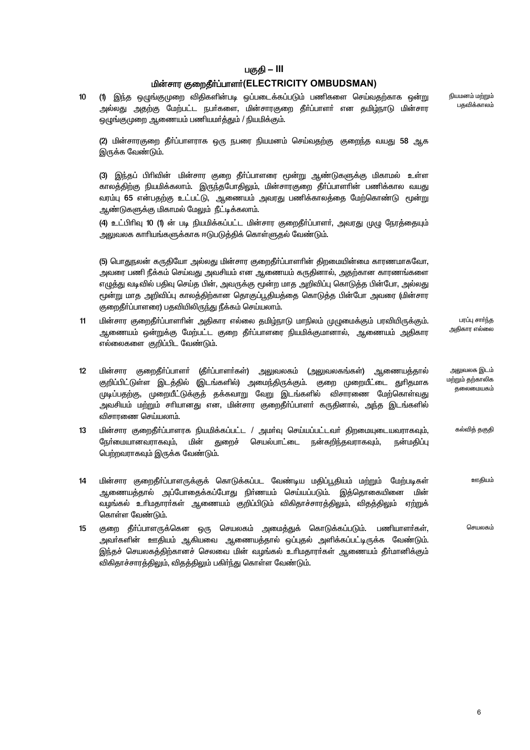## பகுதி – III

## மின்சார குறைதீர்ப்பாளர்(ELECTRICITY OMBUDSMAN)

**10** (1) இந்த ஒழுங்குமுறை விதிகளின்படி ஒப்படைக்கப்படும் பணிகளை செய்வதற்காக ஒன்று அல்லது அதற்கு மேற்பட்ட நபர்களை, மின்சாரகுறை தீர்ப்பாளர் என தமிழ்நாடு மின்சார ஒழுங்குமுறை ஆணையம் பணியமர்த்தும் / நியமிக்கும். *நியமனம் மற்றும் பதவிக்காலம்*

(2) மின்சாரகுறை தீர்ப்பாளராக ஒரு நபரை நியமனம் செய்வதற்கு குறைந்த வயது 58 ஆக இருக்க வேண்டும்.

(3) இந்தப் பிரிவின் மின்சார குறை தீர்ப்பாளரை மூன்று ஆண்டுகளுக்கு மிகாமல் உள்ள காலத்திற்கு நியமிக்கலாம். இருந்தபோதிலும், மின்சாரகுறை தீர்ப்பாளின் பணிக்கால வயது வரம்பு 65 என்பதற்கு உட்பட்டு, ஆணையம் அவரது பணிக்காலத்தை மேற்கொண்டு மூன்று ஆண்டுகளுக்கு மிகாமல் மேலும் நீட்டிக்கலாம்.

(4) உட்பிரிவு 10 (1) ன் படி நியமிக்கப்பட்ட மின்சார குறைதீர்ப்பாளர், அவரது முழு நேரத்தையும் அலுவலக காரியங்களுக்காக ஈடுபடுத்திக் கொள்ளுதல் வேண்டும்.

(5) பொதுநலன் கருதியோ அல்லது மின்சார குறைதீர்ப்பாளரின் திறமையின்மை காரணமாகவோ, அவரை பணி நீக்கம் செய்வது அவசியம் என ஆணையம் கருதினால், அதற்கான காரணங்களை எழுத்து வடிவில் பதிவு செய்த பின், அவருக்கு மூன்ற மாத அறிவிப்பு கொடுத்த பின்போ, அல்லது மூன்று மாத அறிவிப்பு காலத்திற்கான தொகுப்பூதியத்தை கொடுத்த பின்போ அவரை (மின்சார குறைதீர்ப்பாளரை) பதவியிலிருந்து நீக்கம் செய்யலாம்.

**11** மின்சார குறைதீர்ப்பாளரின் அதிகார எல்லை தமிழ்நாடு மாநிலம் முழுமைக்கும் பரவியிருக்கும். ஆணையம் ஒன்றுக்கு மேற்பட்ட குறை தீர்ப்பாளரை நியமிக்குமானால், ஆணையம் அதிகார எல்லைகளை குறிப்பிட வேண்டும். *பரப்பு சார்ந்த அதிகார எல்லை*

**12** மின்சார குறைதீர்ப்பாளர் (தீர்ப்பாளர்கள்) அலுவலகம் (அலுவலகங்கள்) ஆணையத்தால் குறிப்பிட்டுள்ள இடத்தில் (இடங்களில்) அமைந்திருக்கும். குறை முறையீட்டை துரிதமாக முடிப்பதற்கு, முறையீட்டுக்குத் தக்கவாறு வேறு இடங்களில் விசாரணை மேற்கொள்வது அவசியம் மற்றும் சரியானது என, மின்சார குறைதீர்ப்பாளர் கருதினால், அந்த இடங்களில் விசாரணை செய்யலாம். *அலுவலக இடம் மற்றும் தற்காலிக தலைமையகம்*

**13** மின்சார குறைதீர்ப்பாளரக நியமிக்கப்பட்ட / அமர்வு செய்யப்பட்டவர் திறமையுடையவராகவும், நேர்மையானவராகவும், மின் துறைச் செயல்பாட்டை நன்கறிந்தவராகவும், நன்மதிப்பு பெற்றவராகவும் இருக்க வேண்டும். *கல்வித் தகுதி*

**14** மின்சார குறைதீர்ப்பாளருக்குக் கொடுக்கப்பட வேண்டிய மதிப்பூதியம் மற்றும் மேற்படிகள் ஆணையத்தால் அப்போதைக்கப்போது நிர்ணயம் செய்யப்படும். இத்தொகையினை மின் வழங்கல் உரிமதாரர்கள் ஆணையம் குறிப்பிடும் விகிதாச்சாரத்திலும், விதத்திலும் ஏற்றுக் கொள்ள வேண்டும். *ஊதியம்*

**15** குறை தீர்ப்பாளருக்கென ஒரு செயலகம் அமைத்துக் கொடுக்கப்படும். பணியாளர்கள், அவர்களின் ஊதியம் ஆகியவை ஆணையத்தால் ஒப்புதல் அளிக்கப்பட்டிருக்க வேண்டும். இந்தச் செயலகத்திற்கானச் செலவை மின் வழங்கல் உரிமதாரர்கள் ஆணையம் தீர்மானிக்கும் விகிதாச்சாரத்திலும், விதத்திலும் பகிர்ந்து கொள்ள வேண்டும். *செயலகம்*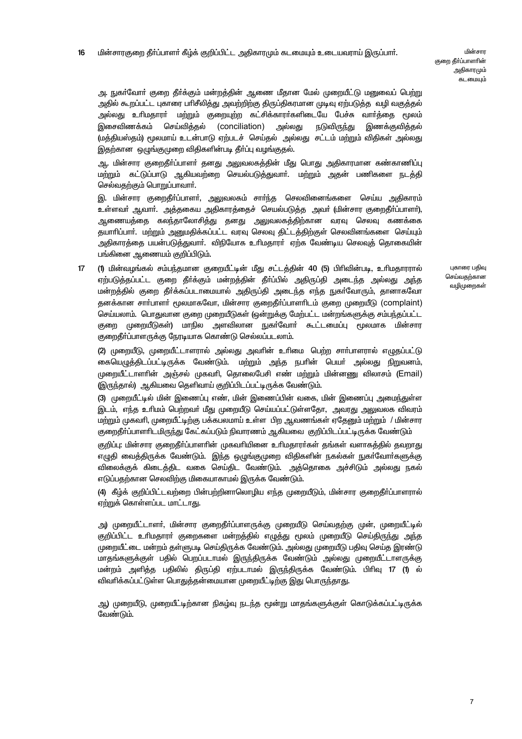16 மின்சாரகுறை தீர்ப்பாளர் கீழ்க் குறிப்பிட்ட அதிகாரமும் கடமையும் உடையவராய் இருப்பார்.

*மின்சார குறை தீர்ப்பாளரின் அதிகாரமும் கடமையும்*

அ. நுகர்வோர் குறை தீர்க்கும் மன்றத்தின் ஆணை மீதான மேல் முறையீட்டு மனுவைப் பெற்று அதில் கூறப்பட்ட புகாரை பரிசீலித்து அவற்றிற்கு திருப்திகரமான முடிவு ஏற்படுத்த வழி வகுத்தல் அல்லது உரிமதாரர் மற்றும் குறையுற்ற கட்சிக்காரர்களிடையே பேச்சு வார்த்தை மூலம் இசைவிணக்கம் செய்வித்தல் (conciliation) அல்லது நடுவிருந்து இணக்குவித்தல் (மத்தியஸ்தம்) மூலமாய் உடன்பாடு ஏற்படச் செய்தல் அல்லது சட்டம் மற்றும் விதிகள் அல்லது இதற்கான ஒழுங்குமுறை விதிகளின்படி தீர்ப்பு வழங்குதல்.

ஆ. மின்சார குறைதீர்ப்பாளர் தனது அலுவலகத்தின் மீது பொது அதிகாரமான கண்காணிப்பு மற்றும் கட்டுப்பாடு ஆகியவற்றை செயல்படுத்துவார். மற்றும் அதன் பணிகளை நடத்தி செல்வதற்கும் பொறுப்பாவார்.

இ. மின்சார குறைதீர்ப்பாளர், அலுவலகம் சார்ந்த செலவினங்களை செய்ய அதிகாரம் உள்ளவர் ஆவார். அத்தகைய அதிகாரத்தைச் செயல்படுத்த அவர் (மின்சார குறைதீர்ப்பாளர்), ஆணையத்தை கலந்தாலோசித்து தனது அலுவலகத்திற்கான வரவு செலவு கணக்கை தயாரிப்பார். மற்றும் அனுமதிக்கப்பட்ட வரவு செலவு திட்டத்திற்குள் செலவினங்களை செய்யும் அதிகாரத்தை பயன்படுத்துவார். விநியோக உரிமதாரர் ஏற்க வேண்டிய செலவுத் தொகையின் பங்கினை ஆணையம் குறிப்பிடும்.

17 (1) மின்வழங்கல் சம்பந்தமான குறையீட்டின் மீது சட்டத்தின் 40 (5) பிரிவின்படி, உரிமதாரரால் ஏற்படுத்தப்பட்ட குறை தீர்க்கும் மன்றத்தின் தீர்ப்பில் அதிருப்தி அடைந்த அல்லது அந்த மன்றத்தில் குறை தீர்க்கப்படாமையால் அதிருப்தி அடைந்த எந்த நுகர்வோரும், தானாகவோ தனக்கான சார்பாளர் மூலமாகவோ, மின்சார குறைதீர்ப்பாளரிடம் குறை முறையீடு (complaint) செய்யலாம். பொதுவான குறை முறையீடுகள் (ஒன்றுக்கு மேற்பட்ட மன்றங்களுக்கு சம்பந்தப்பட்ட குறை முறையீடுகள்) மாநில அளவிலான நுகர்வோர் கூட்டமைப்பு மூலமாக மின்சார குறைதீர்ப்பாளருக்கு நேரடியாக கொண்டு செல்லப்படலாம்.

*புகாரை பதிவு செய்வதற்கான வழிமுறைகள்*

(2) முறையீடு, முறையீட்டாளரால் அல்லது அவரின் உரிமை பெற்ற சார்பாளரால் எழுதப்பட்டு கையெழுத்திடப்பட்டிருக்க வேண்டும். மற்றும் அந்த நபரின் பெயர் அல்லது நிறுவனம், முறையீட்டாளரின் அஞ்சல் முகவரி, தொலைபேசி எண் மற்றும் மின்னஞ்சு விலாசம் (Email) (இருந்தால்) ஆகியவை தெளிவாய் குறிப்பிடப்பட்டிருக்க வேண்டும்.

(3) முறையீட்டில் மின் இணைப்பு எண், மின் இணைப்பின் வகை, மின் இணைப்பு அமைந்துள்ள இடம், எந்த உரிமம் பெற்றவர் மீது முறையீடு செய்யப்பட்டுள்ளதோ, அவரது அலுவலக விவரம் மற்றும் முகவரி, முறையீட்டிற்கு பக்கபலமாய் உள்ள பிற ஆவணங்கள் ஏதேனும் மற்றும் / மின்சார குறைதீர்ப்பாளரிடமிருந்து கேட்கப்படும் நிவாரணம் ஆகியவை குறிப்பிடப்பட்டிருக்க வேண்டும்

குறிப்பு: மின்சார குறைதீர்ப்பாளரின் முகவரியினை உரிமதாரர்கள் தங்கள் வளாகத்தில் தவறாது எழுதி வைத்திருக்க வேண்டும். இந்த ஒழுங்குமுறை விதிகளின் நகல்கள் நுகர்வோர்களுக்கு விலைக்குக் கிடைத்திட வகை செய்திட வேண்டும். அத்தொகை அச்சிடும் அல்லது நகல் எடுப்பதற்கான செலவிற்கு மிகையாகாமல் இருக்க வேண்டும்.

(4) கீழ்க் குறிப்பிட்டவற்றை பின்பற்றினாலொழிய எந்த முறையீடும், மின்சார குறைதீர்ப்பாளரால் ஏற்றுக் கொள்ளப்பட மாட்டாது.

அ) முறையீட்டாளர், மின்சார குறைதீர்ப்பாளருக்கு முறையீடு செய்வதற்கு முன், முறையீட்டில் குறிப்பிட்ட உரிமதாரர் குறைகளை மன்றத்தில் எழுத்து மூலம் முறையீடு செய்திருந்து அந்த முறையீட்டை மன்றம் தள்ளுபடி செய்திருக்க வேண்டும். அல்லது முறையீடு பதிவு செய்த இரண்டு மாதங்களுக்குள் பதில் பெறப்படாமல் இருந்திருக்க வேண்டும் அல்லது முறையீட்டாளருக்கு மன்றம் அளித்த பதிலில் திருப்தி ஏற்படாமல் இருந்திருக்க வேண்டும். பிரிவு 17 (1) ல் விவரிக்கப்பட்டுள்ள பொதுத்தன்மையான முறையீட்டிற்கு இது பொருந்தாது.

ஆ) முறையீடு, முறையீட்டிற்கான நிகழ்வு நடந்த மூன்று மாதங்களுக்குள் கொடுக்கப்பட்டிருக்க வேண்டும்.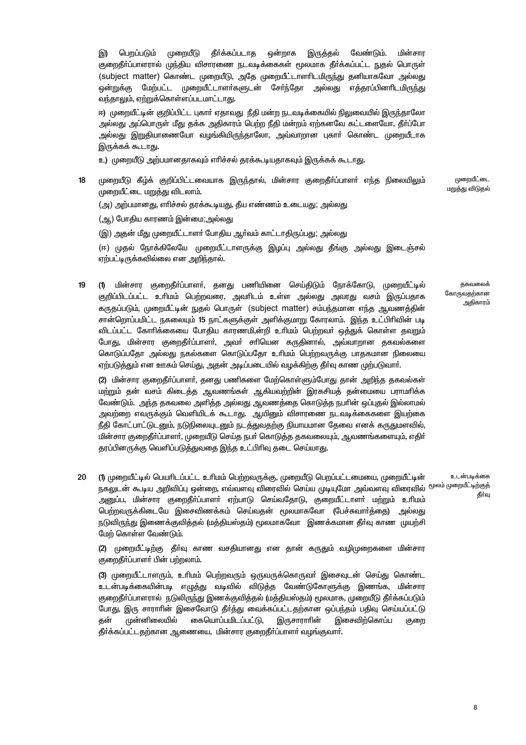இ) பெறப்படும் முறையீடு தீர்க்கப்படாத ஒன்றாக இருத்தல் வேண்டும். மின்சார குறைதீர்ப்பாளரால் முந்திய விசாரணை நடவடிக்கைகள் மூலமாக தீர்க்கப்பட்ட நுதல் பொருள் (subject matter) கொண்ட முறையீடு, அதே முறையீட்டாளரிடமிருந்து தனியாகவோ அல்லது ஒன்றுக்கு மேற்பட்ட முறையீட்டாளர்களுடன் சேர்ந்தோ அல்லது எத்தரப்பினரிடமிருந்து வந்தாலும், ஏற்றுக்கொள்ளப்படமாட்டாது.

ஈ) முறையீட்டின் குறிப்பிட்ட புகார் ஏதாவது நீதி மன்ற நடவடிக்கையில் நிலுவையில் இருந்தாலோ அல்லது அப்பொருள் மீது தக்க அதிகாரம் பெற்ற நீதி மன்றம் ஏற்கனவே கட்டளையோ, தீர்ப்போ அல்லது இறுதியாணையோ வழங்கியிருந்தாலோ, அவ்வாறான புகார் கொண்ட முறையீடாக இருக்கக் கூடாது.

உ) முறையீடு அற்பமானதாகவும் எரிச்சல் தரக்கூடியதாகவும் இருக்கக் கூடாது.

**18** முறையீடு கீழ்க் குறிப்பிட்டவையாக இருந்தால், மின்சார குறைதீர்ப்பாளர் எந்த நிலையிலும் முறையீட்டை மறுத்து விடலாம்.

*முறையீட்டை மறுத்து விடுதல்*

(அ) அற்பமானது, எரிச்சல் தரக்கூடியது, தீய எண்ணம் உடையது; அல்லது

(ஆ) போதிய காரணம் இன்மை;அல்லது

(இ) அதன் மீது முறையீட்டாளர் போதிய ஆர்வம் காட்டாதிருப்பது; அல்லது

(ஈ) முதல் நோக்கிலேயே முறையீட்டாளருக்கு இழப்பு அல்லது தீங்கு அல்லது இடைஞ்சல் ஏற்பட்டிருக்கவில்லை என அறிந்தால்.

**19** (1) மின்சார குறைதீர்ப்பாளர், தனது பணியினை செய்திடும் நோக்கோடு, முறையீட்டில் குறிப்பிடப்பட்ட உரிமம் பெற்றவரை, அவரிடம் உள்ள அல்லது அவரது வசம் இருப்பதாக கருதப்படும், முறையீட்டின் நுதல் பொருள் (subject matter) சம்பந்தமான எந்த ஆவணத்தின் சான்றொப்பமிட்ட நகலையும் 15 நாட்களுக்குள் அளிக்குமாறு கோரலாம். இந்த உட்பிரிவின் படி விடப்பட்ட கோரிக்கையை போதிய காரணமி,ன்றி உரிமம் பெற்றவர் ஒத்துக் கொள்ள தவறும் போது, மின்சார குறைதீர்ப்பாளர், அவர் சரியென கருதினால், அவ்வாறான தகவல்களை கொடுப்பதோ அல்லது நகல்களை கொடுப்பதோ உரிமம் பெற்றவருக்கு பாதகமான நிலையை ஏற்படுத்தும் என ஊகம் செய்து, அதன் அடிப்படையில் வழக்கிற்கு தீர்வு காண முற்படுவார்.

*தகவலைக் கோருவதற்கான அதிகாரம்*

(2) மின்சார குறைதீர்ப்பாளர், தனது பணிகளை மேற்கொள்ளும்போது தான் அறிந்த தகவல்கள் மற்றும் தன் வசம் கிடைத்த ஆவணங்கள் ஆகியவற்றின் இரகசியத் தன்மையை பராமரிக்க வேண்டும். அந்த தகவலை அளித்த அல்லது ஆவணத்தை கொடுத்த நபரின் ஒப்புதல் இல்லாமல் அவற்றை எவருக்கும் வெளியிடக் கூடாது. ஆயினும் விசாரணை நடவடிக்கைகளை இயற்கை நீதி கோட்பாட்டுடனும், நடுநிலையுடனும் நடத்துவதற்கு நியாயமான தேவை எனக் கருதுமளவில், மின்சார குறைதீர்ப்பாளர், முறையீடு செய்த நபர் கொடுத்த தகவலையும், ஆவணங்களையும், எதிர் தரப்பினருக்கு வெளிப்படுத்துவதை இந்த உட்பிரிவு தடை செய்யாது.

**20** (1) முறையீட்டில் பெயரிடப்பட்ட உரிமம் பெற்றவருக்கு, முறையீடு பெறப்பட்டமையை, முறையீட்டின் நகலுடன் கூடிய அறிவிப்பு ஒன்றை, எவ்வளவு விரைவில் செய்ய முடியுமோ அவ்வளவு விரைவில் அனுப்ப, மின்சார குறைதீர்ப்பாளர் ஏற்பாடு செய்வதோடு, குறையீட்டாளர் மற்றும் உரிமம் பெற்றவருக்கிடையே இசைவிணக்கம் செய்வதன் மூலமாகவோ (பேச்சுவார்த்தை) அல்லது நடுவிருந்து இணைக்குவித்தல் (மத்தியஸ்தம்) மூலமாகவோ இணக்கமான தீர்வு காண முயற்சி மேற் கொள்ள வேண்டும்.

*உடன்படிக்கை மூலம் முறையீட்டிற்குத் தீர்வு*

(2) முறையீட்டிற்கு தீர்வு காண வசதியானது என தான் கருதும் வழிமுறைகளை மின்சார குறைதீர்ப்பாளர் பின் பற்றலாம்.

(3) முறையீட்டாளரும், உரிமம் பெற்றவரும் ஒருவருக்கொருவர் இசைவுடன் செய்து கொண்ட உடன்படிக்கையின்படி எழுத்து வடிவில் விடுத்த வேண்டுகோளுக்கு இணங்க, மின்சார குறைதீர்ப்பாளரால் நடுவிருந்து இணக்குவித்தல் (மத்தியஸ்தம்) மூலமாக, முறையீடு தீர்க்கப்படும் போது, இரு சாராரின் இசைவோடு தீர்த்து வைக்கப்பட்டதற்கான ஒப்பந்தம் பதிவு செய்யப்பட்டு தன் முன்னிலையில் கையொப்பமிடப்பட்டு, இருசாராரின் இசைவிற்கொப்ப குறை தீர்க்கப்பட்டதற்கான ஆணையை, மின்சார குறைதீர்ப்பாளர் வழங்குவார்.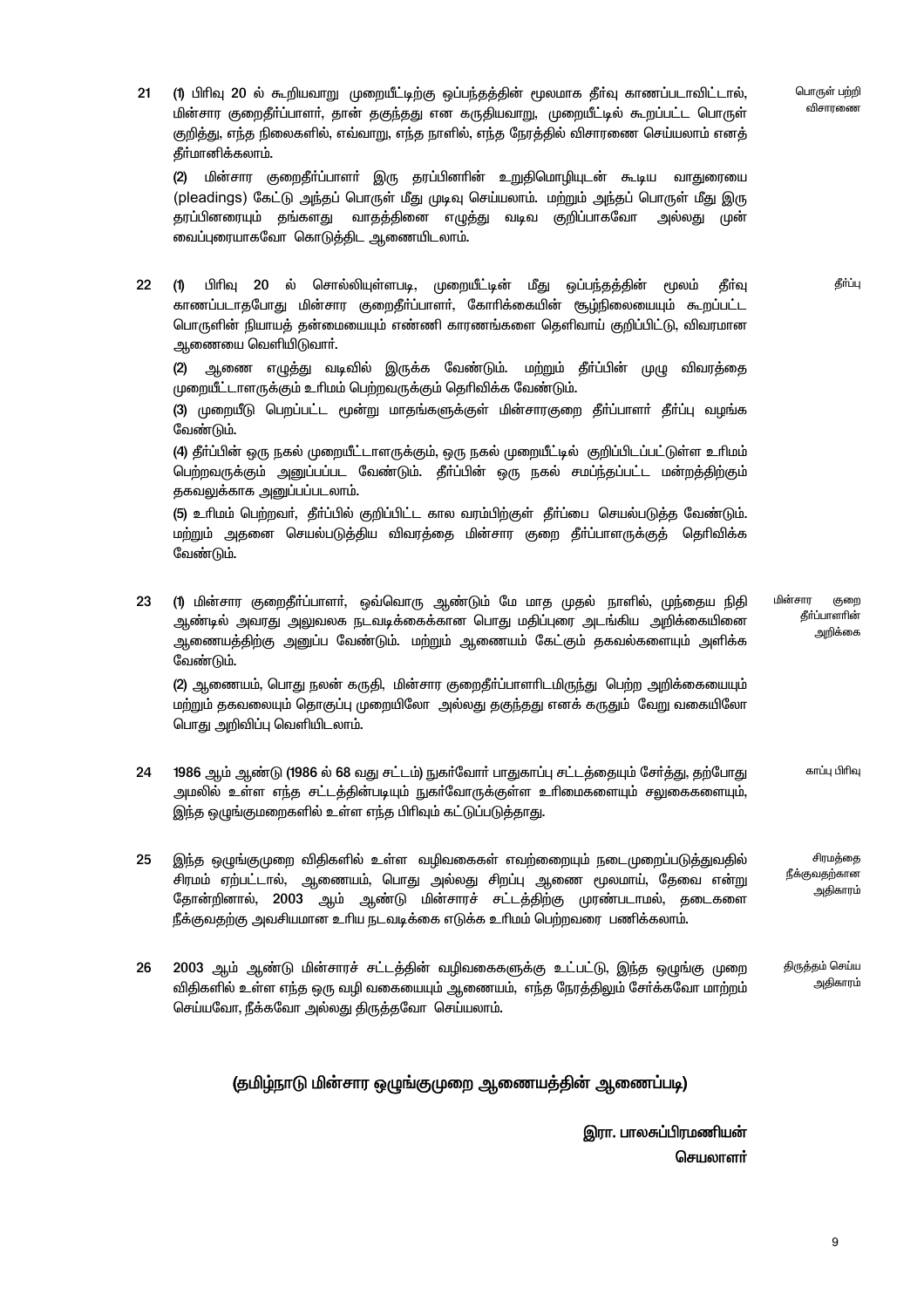**21** **பொருள் பற்றி விசாரணை**

(1) பிரிவு 20 ல் கூறியவாறு முறையீட்டிற்கு ஒப்பந்தத்தின் மூலமாக தீர்வு காணப்படாவிட்டால், மின்சார குறைதீர்ப்பாளர், தான் தகுந்தது என கருதியவாறு, முறையீட்டில் கூறப்பட்ட பொருள் குறித்து, எந்த நிலைகளில், எவ்வாறு, எந்த நாளில், எந்த நேரத்தில் விசாரணை செய்யலாம் எனத் தீர்மானிக்கலாம்.

(2) மின்சார குறைதீர்ப்பாளர் இரு தரப்பினரின் உறுதிமொழியுடன் கூடிய வாதுரையை (pleadings) கேட்டு அந்தப் பொருள் மீது முடிவு செய்யலாம். மற்றும் அந்தப் பொருள் மீது இரு தரப்பினரையும் தங்களது வாதத்தினை எழுத்து வடிவ குறிப்பாகவோ அல்லது முன் வைப்புரையாகவோ கொடுத்திட ஆணையிடலாம்.

**22** **தீர்ப்பு**

(1) பிரிவு 20 ல் சொல்லியுள்ளபடி, முறையீட்டின் மீது ஒப்பந்தத்தின் மூலம் தீர்வு காணப்படாதபோது மின்சார குறைதீர்ப்பாளர், கோரிக்கையின் சூழ்நிலையையும் கூறப்பட்ட பொருளின் நியாயத் தன்மையையும் எண்ணி காரணங்களை தெளிவாய் குறிப்பிட்டு, விவரமான ஆணையை வெளியிடுவார்.

(2) ஆணை எழுத்து வடிவில் இருக்க வேண்டும். மற்றும் தீர்ப்பின் முழு விவரத்தை முறையீட்டாளருக்கும் உரிமம் பெற்றவருக்கும் தெரிவிக்க வேண்டும்.

(3) முறையீடு பெறப்பட்ட மூன்று மாதங்களுக்குள் மின்சாரகுறை தீர்ப்பாளர் தீர்ப்பு வழங்க வேண்டும்.

(4) தீர்ப்பின் ஒரு நகல் முறையீட்டாளருக்கும், ஒரு நகல் முறையீட்டில் குறிப்பிடப்பட்டுள்ள உரிமம் பெற்றவருக்கும் அனுப்பப்பட வேண்டும். தீர்ப்பின் ஒரு நகல் சம்பந்தப்பட்ட மன்றத்திற்கும் தகவலுக்காக அனுப்பப்படலாம்.

(5) உரிமம் பெற்றவர், தீர்ப்பில் குறிப்பிட்ட கால வரம்பிற்குள் தீர்ப்பை செயல்படுத்த வேண்டும். மற்றும் அதனை செயல்படுத்திய விவரத்தை மின்சார குறை தீர்ப்பாளருக்குத் தெரிவிக்க வேண்டும்.

**23** **மின்சார குறை தீர்ப்பாளரின் அறிக்கை**

(1) மின்சார குறைதீர்ப்பாளர், ஒவ்வொரு ஆண்டும் மே மாத முதல் நாளில், முந்தைய நிதி ஆண்டில் அவரது அலுவலக நடவடிக்கைக்கான பொது மதிப்புரை அடங்கிய அறிக்கையினை ஆணையத்திற்கு அனுப்ப வேண்டும். மற்றும் ஆணையம் கேட்கும் தகவல்களையும் அளிக்க வேண்டும்.

(2) ஆணையம், பொது நலன் கருதி, மின்சார குறைதீர்ப்பாளரிடமிருந்து பெற்ற அறிக்கையையும் மற்றும் தகவலையும் தொகுப்பு முறையிலோ அல்லது தகுந்தது எனக் கருதும் வேறு வகையிலோ பொது அறிவிப்பு வெளியிடலாம்.

**24** **காப்பு பிரிவு**

1986 ஆம் ஆண்டு (1986 ல் 68 வது சட்டம்) நுகர்வோர் பாதுகாப்பு சட்டத்தையும் சேர்த்து, தற்போது அமலில் உள்ள எந்த சட்டத்தின்படியும் நுகர்வோருக்குள்ள உரிமைகளையும் சலுகைகளையும், இந்த ஒழுங்குமுறைகளில் உள்ள எந்த பிரிவும் கட்டுப்படுத்தாது.

**25** **சிரமத்தை நீக்குவதற்கான அதிகாரம்**

இந்த ஒழுங்குமுறை விதிகளில் உள்ள வழிவகைகள் எவற்றையும் நடைமுறைப்படுத்துவதில் சிரமம் ஏற்பட்டால், ஆணையம், பொது அல்லது சிறப்பு ஆணை மூலமாய், தேவை என்று தோன்றினால், 2003 ஆம் ஆண்டு மின்சாரச் சட்டத்திற்கு முரண்படாமல், தடைகளை நீக்குவதற்கு அவசியமான உரிய நடவடிக்கை எடுக்க உரிமம் பெற்றவரை பணிக்கலாம்.

**26** **திருத்தம் செய்ய அதிகாரம்**

2003 ஆம் ஆண்டு மின்சாரச் சட்டத்தின் வழிவகைகளுக்கு உட்பட்டு, இந்த ஒழுங்கு முறை விதிகளில் உள்ள எந்த ஒரு வழி வகையையும் ஆணையம், எந்த நேரத்திலும் சேர்க்கவோ மாற்றம் செய்யவோ, நீக்கவோ அல்லது திருத்தவோ செய்யலாம்.

**(தமிழ்நாடு மின்சார ஒழுங்குமுறை ஆணையத்தின் ஆணைப்படி)**

**இரா. பாலசுப்பிரமணியன்**
**செயலாளர்**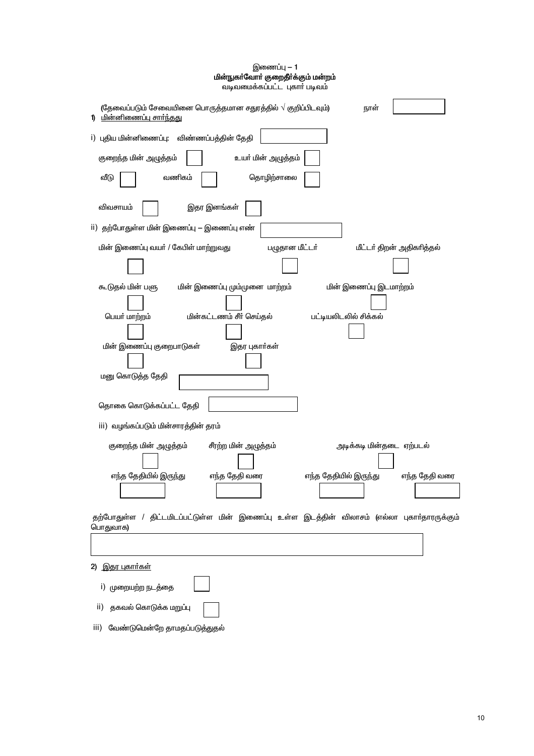**இணைப்பு – 1**

**மின்நுகர்வோர் குறைதீர்க்கும் மன்றம்**

வடிவமைக்கப்பட்ட புகார் படிவம்

(தேவைப்படும் சேவையினை பொருத்தமான சதுரத்தில் √ குறிப்பிடவும்) நாள் ☐

1) <u>மின்னிணைப்பு சார்ந்தது</u>

i) புதிய மின்னிணைப்பு: விண்ணப்பத்தின் தேதி ☐

குறைந்த மின் அழுத்தம் ☐ உயர் மின் அழுத்தம் ☐

வீடு ☐ வணிகம் ☐ தொழிற்சாலை ☐

விவசாயம் ☐ இதர இனங்கள் ☐

ii) தற்போதுள்ள மின் இணைப்பு – இணைப்பு எண் ☐

மின் இணைப்பு வயர் / கேபிள் மாற்றுவது ☐ பழுதான மீட்டர் ☐ மீட்டர் திறன் அதிகரித்தல் ☐

கூடுதல் மின் பளு ☐ மின் இணைப்பு மும்முனை மாற்றம் ☐ மின் இணைப்பு இடமாற்றம் ☐

பெயர் மாற்றம் ☐ மின்கட்டணம் சீர் செய்தல் ☐ பட்டியலிடலில் சிக்கல் ☐

மின் இணைப்பு குறைபாடுகள் ☐ இதர புகார்கள் ☐

மனு கொடுத்த தேதி ☐

தொகை கொடுக்கப்பட்ட தேதி ☐

iii) வழங்கப்படும் மின்சாரத்தின் தரம்

குறைந்த மின் அழுத்தம் ☐ சீரற்ற மின் அழுத்தம் ☐ அடிக்கடி மின்தடை ஏற்படல் ☐

எந்த தேதியில் இருந்து ☐ எந்த தேதி வரை ☐ எந்த தேதியில் இருந்து ☐ எந்த தேதி வரை ☐

தற்போதுள்ள / திட்டமிடப்பட்டுள்ள மின் இணைப்பு உள்ள இடத்தின் விலாசம் (எல்லா புகார்தாரருக்கும் பொதுவாக)

☐

2) <u>இதர புகார்கள்</u>

i) முறையற்ற நடத்தை ☐

ii) தகவல் கொடுக்க மறுப்பு ☐

iii) வேண்டுமென்றே தாமதப்படுத்துதல்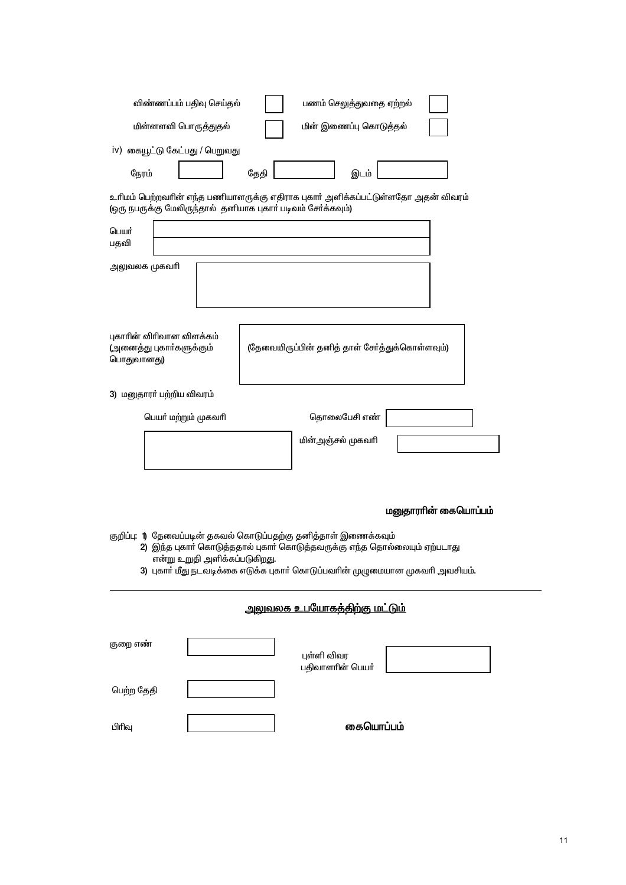விண்ணப்பம் பதிவு செய்தல் ☐ பணம் செலுத்துவதை ஏற்றல் ☐

மின்னளவி பொருத்துதல் ☐ மின் இணைப்பு கொடுத்தல் ☐

iv) கையூட்டு கேட்பது / பெறுவது

நேரம் ☐ தேதி ☐ இடம் ☐

உரிமம் பெற்றவரின் எந்த பணியாளருக்கு எதிராக புகார் அளிக்கப்பட்டுள்ளதோ அதன் விவரம்
(ஒரு நபருக்கு மேலிருந்தால் தனியாக புகார் படிவம் சேர்க்கவும்)

| | |
|---|---|
| பெயர் | |
| பதவி | |

அலுவலக முகவரி ☐

புகாரின் விரிவான விளக்கம்
(அனைத்து புகார்களுக்கும் பொதுவானது)

(தேவையிருப்பின் தனித் தாள் சேர்த்துக்கொள்ளவும்)

**3)** மனுதாரர் பற்றிய விவரம்

பெயர் மற்றும் முகவரி ☐

தொலைபேசி எண் ☐

மின்அஞ்சல் முகவரி ☐

**மனுதாரரின் கையொப்பம்**

குறிப்பு: **1)** தேவைப்படின் தகவல் கொடுப்பதற்கு தனித்தாள் இணைக்கவும்
**2)** இந்த புகார் கொடுத்ததால் புகார் கொடுத்தவருக்கு எந்த தொல்லையும் ஏற்படாது என்று உறுதி அளிக்கப்படுகிறது.
**3)** புகார் மீது நடவடிக்கை எடுக்க புகார் கொடுப்பவரின் முழுமையான முகவரி அவசியம்.

---

## <u>அலுவலக உபயோகத்திற்கு மட்டும்</u>

குறை எண் ☐

புள்ளி விவர பதிவாளரின் பெயர் ☐

பெற்ற தேதி ☐

பிரிவு ☐

**கையொப்பம்**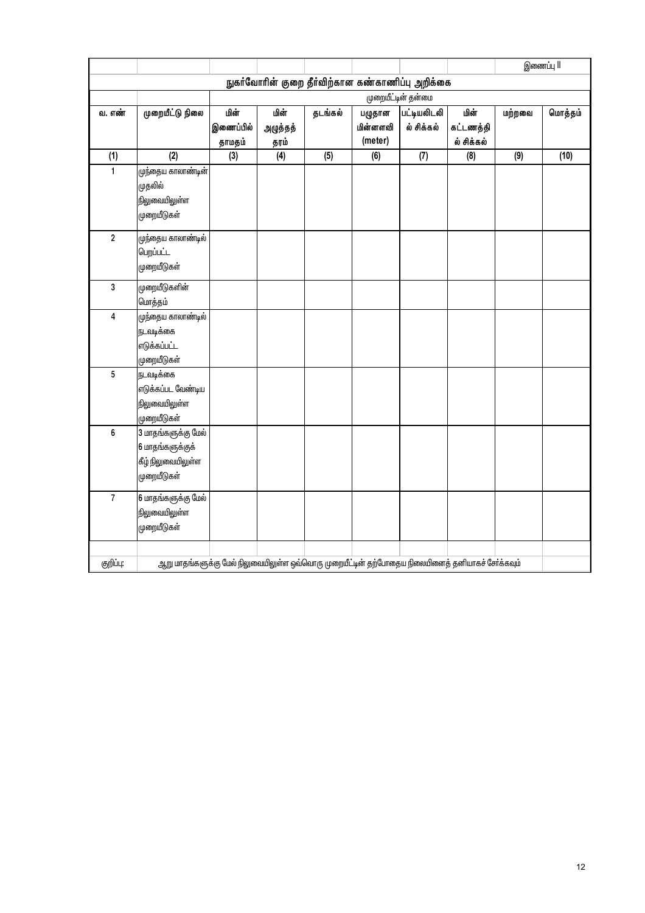இணைப்பு II

## நுகர்வோரின் குறை தீர்விற்கான கண்காணிப்பு அறிக்கை

| வ. எண் | முறையீட்டு நிலை | முறையீட்டின் தன்மை | | | | | | | |
|---|---|---|---|---|---|---|---|---|---|
| | | மின் இணைப்பில் தாமதம் | மின் அழுத்தத் தரம் | தடங்கல் | பழுதான மின்னளவி (meter) | பட்டியலிடலில் சிக்கல் | மின் கட்டணத்தில் சிக்கல் | மற்றவை | மொத்தம் |
| (1) | (2) | (3) | (4) | (5) | (6) | (7) | (8) | (9) | (10) |
| 1 | முந்தைய காலாண்டின் முதலில் நிலுவையிலுள்ள முறையீடுகள் | | | | | | | | |
| 2 | முந்தைய காலாண்டில் பெறப்பட்ட முறையீடுகள் | | | | | | | | |
| 3 | முறையீடுகளின் மொத்தம் | | | | | | | | |
| 4 | முந்தைய காலாண்டில் நடவடிக்கை எடுக்கப்பட்ட முறையீடுகள் | | | | | | | | |
| 5 | நடவடிக்கை எடுக்கப்பட வேண்டிய நிலுவையிலுள்ள முறையீடுகள் | | | | | | | | |
| 6 | 3 மாதங்களுக்கு மேல் 6 மாதங்களுக்குக் கீழ் நிலுவையிலுள்ள முறையீடுகள் | | | | | | | | |
| 7 | 6 மாதங்களுக்கு மேல் நிலுவையிலுள்ள முறையீடுகள் | | | | | | | | |

குறிப்பு: ஆறு மாதங்களுக்கு மேல் நிலுவையிலுள்ள ஒவ்வொரு முறையீட்டின் தற்போதைய நிலையினைத் தனியாகச் சேர்க்கவும்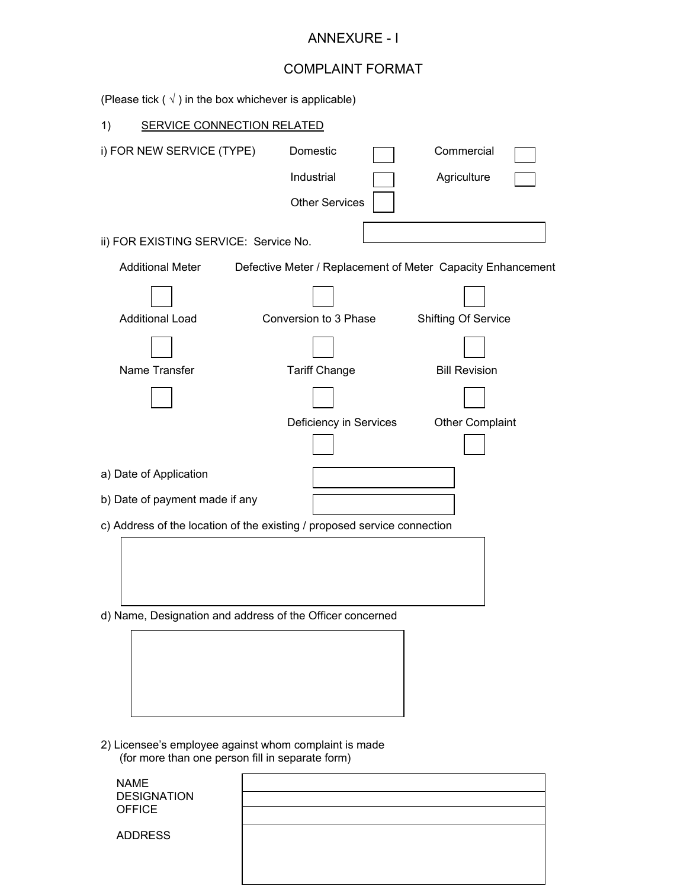# ANNEXURE - I

## COMPLAINT FORMAT

(Please tick ( √ ) in the box whichever is applicable)

1) SERVICE CONNECTION RELATED

i) FOR NEW SERVICE (TYPE)

- Domestic ☐
- Commercial ☐
- Industrial ☐
- Agriculture ☐
- Other Services ☐

ii) FOR EXISTING SERVICE: Service No. ____________

- Additional Meter ☐
- Defective Meter / Replacement of Meter ☐
- Capacity Enhancement ☐
- Additional Load ☐
- Conversion to 3 Phase ☐
- Shifting Of Service ☐
- Name Transfer ☐
- Tariff Change ☐
- Bill Revision ☐
- Deficiency in Services ☐
- Other Complaint ☐

a) Date of Application ____________

b) Date of payment made if any ____________

c) Address of the location of the existing / proposed service connection

____________

d) Name, Designation and address of the Officer concerned

____________

2) Licensee's employee against whom complaint is made
(for more than one person fill in separate form)

| | |
|---|---|
| NAME | |
| DESIGNATION | |
| OFFICE | |
| ADDRESS | |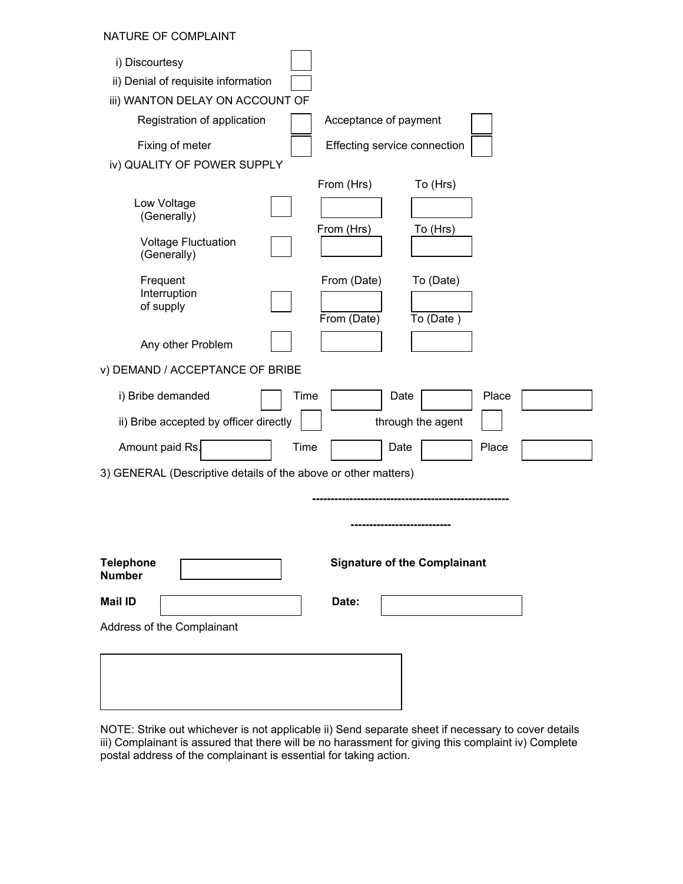NATURE OF COMPLAINT

i) Discourtesy ☐

ii) Denial of requisite information ☐

iii) WANTON DELAY ON ACCOUNT OF

| | | | |
|---|---|---|---|
| Registration of application | ☐ | Acceptance of payment | ☐ |
| Fixing of meter | ☐ | Effecting service connection | ☐ |

iv) QUALITY OF POWER SUPPLY

| | | | |
|---|---|---|---|
| | | From (Hrs) | To (Hrs) |
| Low Voltage (Generally) | ☐ | | |
| | | From (Hrs) | To (Hrs) |
| Voltage Fluctuation (Generally) | ☐ | | |
| | | From (Date) | To (Date) |
| Frequent Interruption of supply | ☐ | | |
| | | From (Date) | To (Date ) |
| Any other Problem | ☐ | | |

v) DEMAND / ACCEPTANCE OF BRIBE

| | | | | | | |
|---|---|---|---|---|---|---|
| i) Bribe demanded ☐ | Time | | Date | | Place | |
| ii) Bribe accepted by officer directly ☐ | | through the agent ☐ | | | | |
| Amount paid Rs. | Time | | Date | | Place | |

3) GENERAL (Descriptive details of the above or other matters)

-----------------------------------------------------

--------------------------

| | | | |
|---|---|---|---|
| **Telephone Number** | | **Signature of the Complainant** | |
| **Mail ID** | | **Date:** | |

Address of the Complainant

NOTE: Strike out whichever is not applicable ii) Send separate sheet if necessary to cover details iii) Complainant is assured that there will be no harassment for giving this complaint iv) Complete postal address of the complainant is essential for taking action.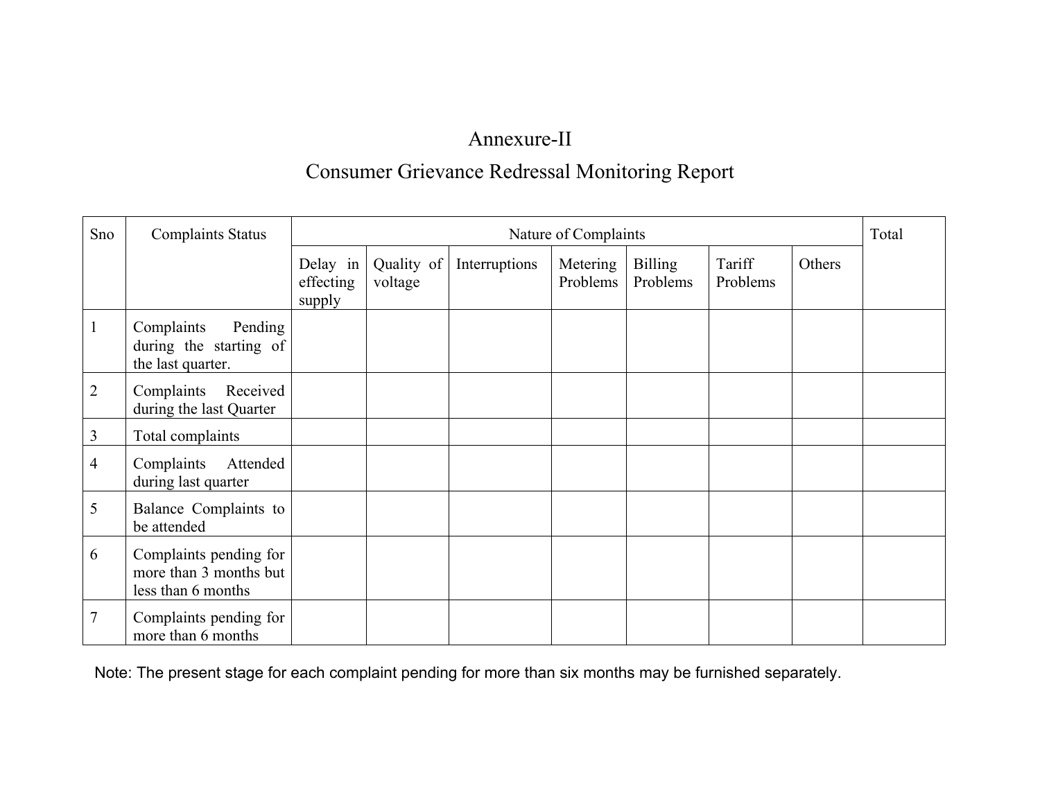# Annexure-II

## Consumer Grievance Redressal Monitoring Report

| Sno | Complaints Status | Nature of Complaints | | | | | | | Total |
|---|---|---|---|---|---|---|---|---|---|
| | | Delay in effecting supply | Quality of voltage | Interruptions | Metering Problems | Billing Problems | Tariff Problems | Others | |
| 1 | Complaints Pending during the starting of the last quarter. | | | | | | | | |
| 2 | Complaints Received during the last Quarter | | | | | | | | |
| 3 | Total complaints | | | | | | | | |
| 4 | Complaints Attended during last quarter | | | | | | | | |
| 5 | Balance Complaints to be attended | | | | | | | | |
| 6 | Complaints pending for more than 3 months but less than 6 months | | | | | | | | |
| 7 | Complaints pending for more than 6 months | | | | | | | | |

Note: The present stage for each complaint pending for more than six months may be furnished separately.